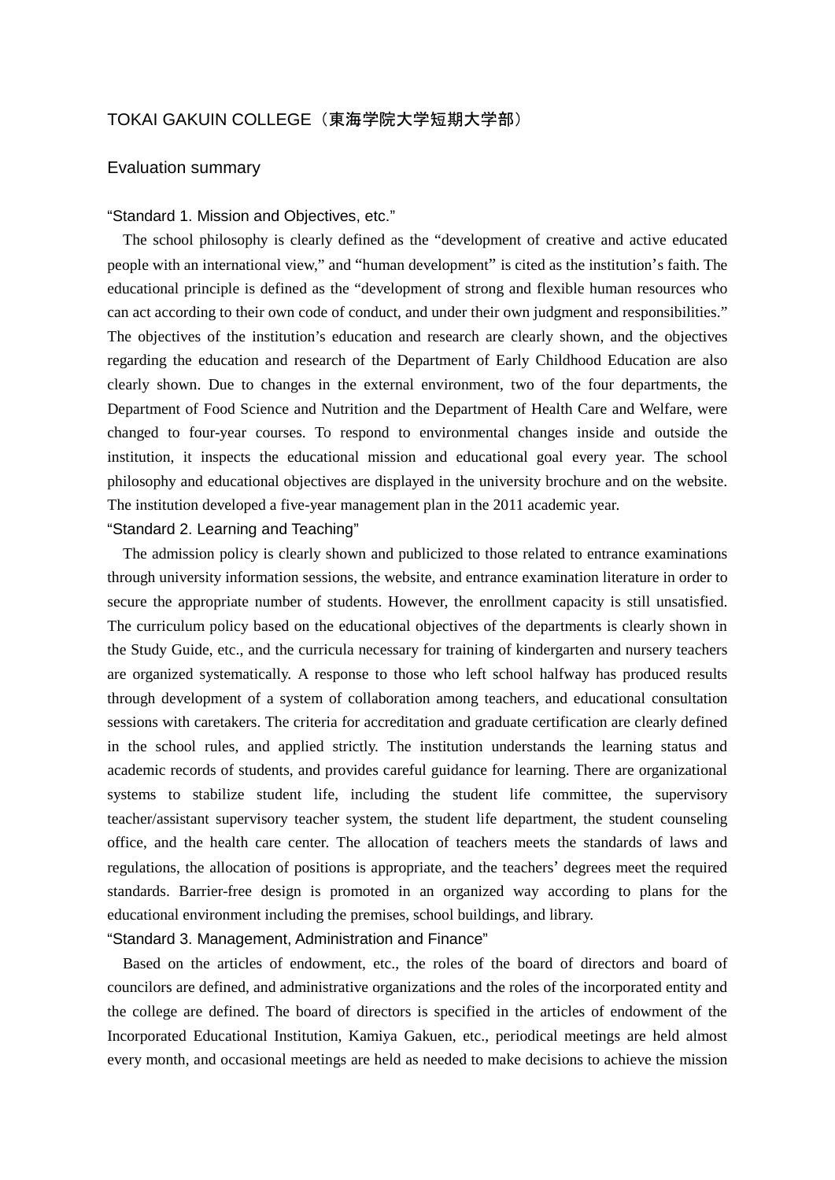# TOKAI GAKUIN COLLEGE（東海学院大学短期大学部）

## Evaluation summary

### “Standard 1. Mission and Objectives, etc.”

The school philosophy is clearly defined as the “development of creative and active educated people with an international view,” and “human development” is cited as the institution’s faith. The educational principle is defined as the “development of strong and flexible human resources who can act according to their own code of conduct, and under their own judgment and responsibilities.” The objectives of the institution’s education and research are clearly shown, and the objectives regarding the education and research of the Department of Early Childhood Education are also clearly shown. Due to changes in the external environment, two of the four departments, the Department of Food Science and Nutrition and the Department of Health Care and Welfare, were changed to four-year courses. To respond to environmental changes inside and outside the institution, it inspects the educational mission and educational goal every year. The school philosophy and educational objectives are displayed in the university brochure and on the website. The institution developed a five-year management plan in the 2011 academic year.

### “Standard 2. Learning and Teaching”

The admission policy is clearly shown and publicized to those related to entrance examinations through university information sessions, the website, and entrance examination literature in order to secure the appropriate number of students. However, the enrollment capacity is still unsatisfied. The curriculum policy based on the educational objectives of the departments is clearly shown in the Study Guide, etc., and the curricula necessary for training of kindergarten and nursery teachers are organized systematically. A response to those who left school halfway has produced results through development of a system of collaboration among teachers, and educational consultation sessions with caretakers. The criteria for accreditation and graduate certification are clearly defined in the school rules, and applied strictly. The institution understands the learning status and academic records of students, and provides careful guidance for learning. There are organizational systems to stabilize student life, including the student life committee, the supervisory teacher/assistant supervisory teacher system, the student life department, the student counseling office, and the health care center. The allocation of teachers meets the standards of laws and regulations, the allocation of positions is appropriate, and the teachers’ degrees meet the required standards. Barrier-free design is promoted in an organized way according to plans for the educational environment including the premises, school buildings, and library.

### “Standard 3. Management, Administration and Finance”

Based on the articles of endowment, etc., the roles of the board of directors and board of councilors are defined, and administrative organizations and the roles of the incorporated entity and the college are defined. The board of directors is specified in the articles of endowment of the Incorporated Educational Institution, Kamiya Gakuen, etc., periodical meetings are held almost every month, and occasional meetings are held as needed to make decisions to achieve the mission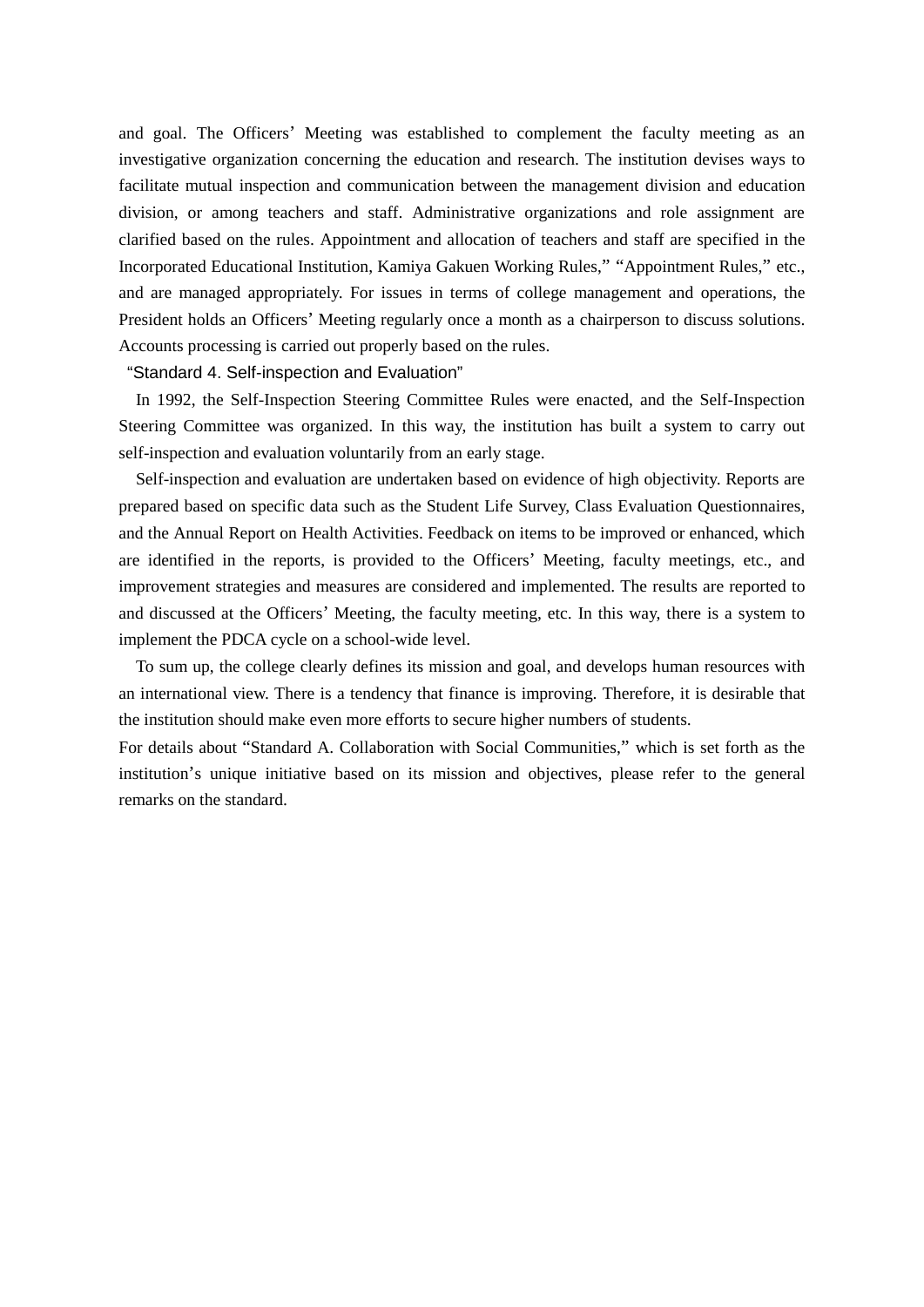and goal. The Officers' Meeting was established to complement the faculty meeting as an investigative organization concerning the education and research. The institution devises ways to facilitate mutual inspection and communication between the management division and education division, or among teachers and staff. Administrative organizations and role assignment are clarified based on the rules. Appointment and allocation of teachers and staff are specified in the Incorporated Educational Institution, Kamiya Gakuen Working Rules," "Appointment Rules," etc., and are managed appropriately. For issues in terms of college management and operations, the President holds an Officers' Meeting regularly once a month as a chairperson to discuss solutions. Accounts processing is carried out properly based on the rules.

"Standard 4. Self-inspection and Evaluation"

In 1992, the Self-Inspection Steering Committee Rules were enacted, and the Self-Inspection Steering Committee was organized. In this way, the institution has built a system to carry out self-inspection and evaluation voluntarily from an early stage.

Self-inspection and evaluation are undertaken based on evidence of high objectivity. Reports are prepared based on specific data such as the Student Life Survey, Class Evaluation Questionnaires, and the Annual Report on Health Activities. Feedback on items to be improved or enhanced, which are identified in the reports, is provided to the Officers' Meeting, faculty meetings, etc., and improvement strategies and measures are considered and implemented. The results are reported to and discussed at the Officers' Meeting, the faculty meeting, etc. In this way, there is a system to implement the PDCA cycle on a school-wide level.

To sum up, the college clearly defines its mission and goal, and develops human resources with an international view. There is a tendency that finance is improving. Therefore, it is desirable that the institution should make even more efforts to secure higher numbers of students.

For details about "Standard A. Collaboration with Social Communities," which is set forth as the institution's unique initiative based on its mission and objectives, please refer to the general remarks on the standard.